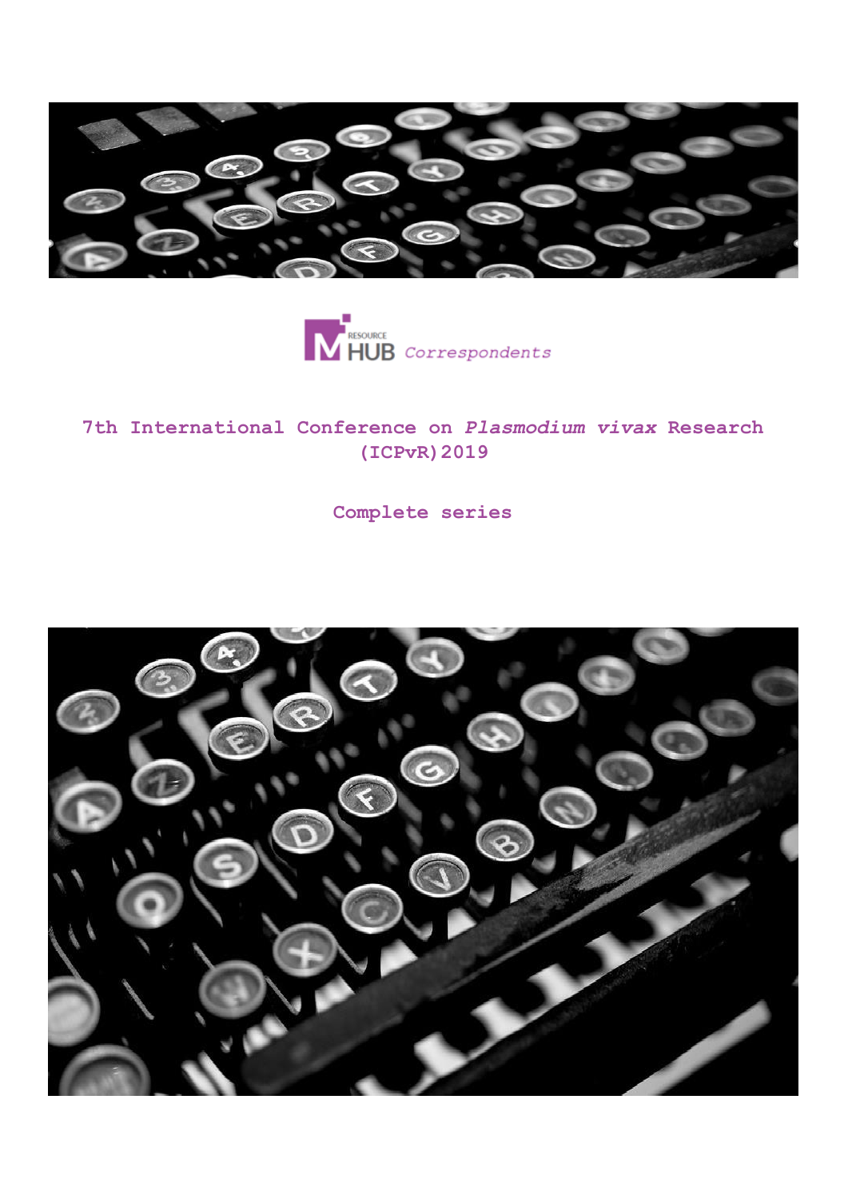RESOURCE HUB *Correspondents*

# 7th International Conference on *Plasmodium vivax* Research (ICPvR) 2019

## Complete series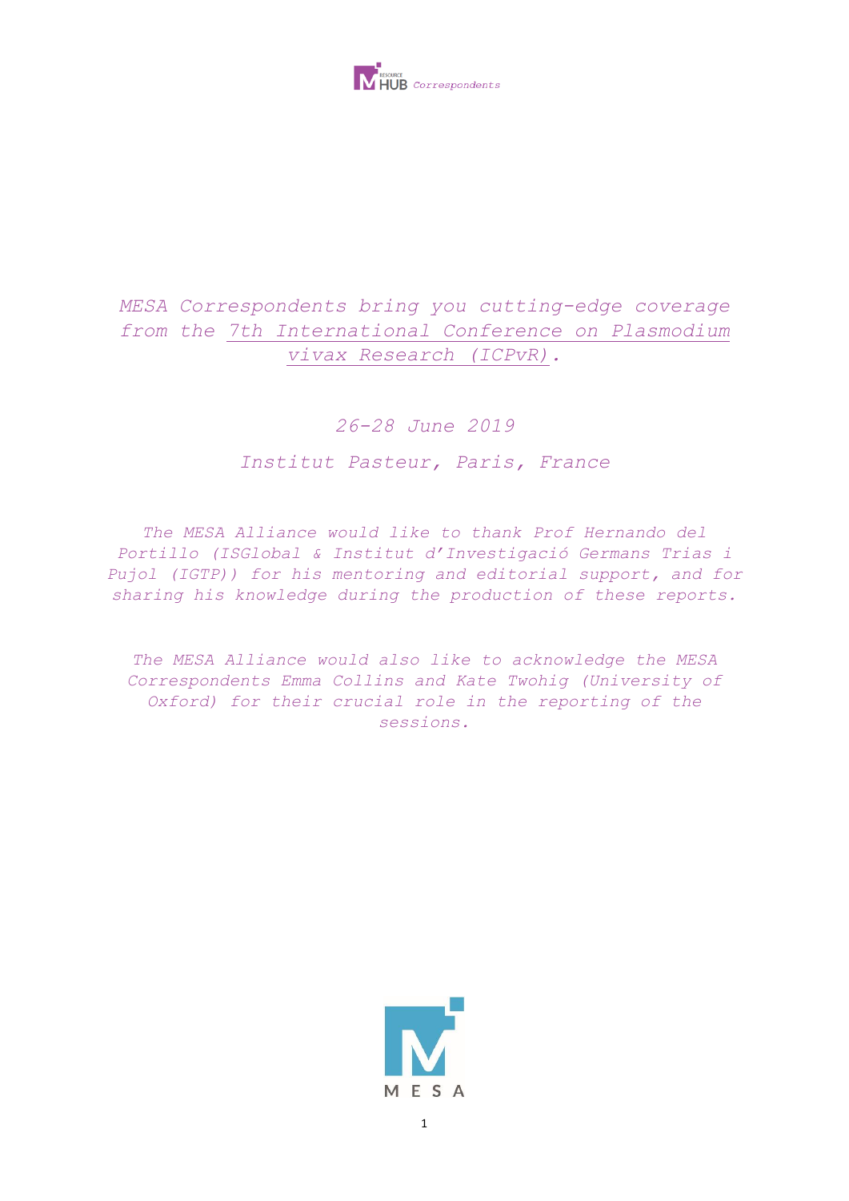*MESA Correspondents bring you cutting-edge coverage from the 7th International Conference on Plasmodium vivax Research (ICPvR).*

*26-28 June 2019*

*Institut Pasteur, Paris, France*

*The MESA Alliance would like to thank Prof Hernando del Portillo (ISGlobal & Institut d'Investigació Germans Trias i Pujol (IGTP)) for his mentoring and editorial support, and for sharing his knowledge during the production of these reports.*

*The MESA Alliance would also like to acknowledge the MESA Correspondents Emma Collins and Kate Twohig (University of Oxford) for their crucial role in the reporting of the sessions.*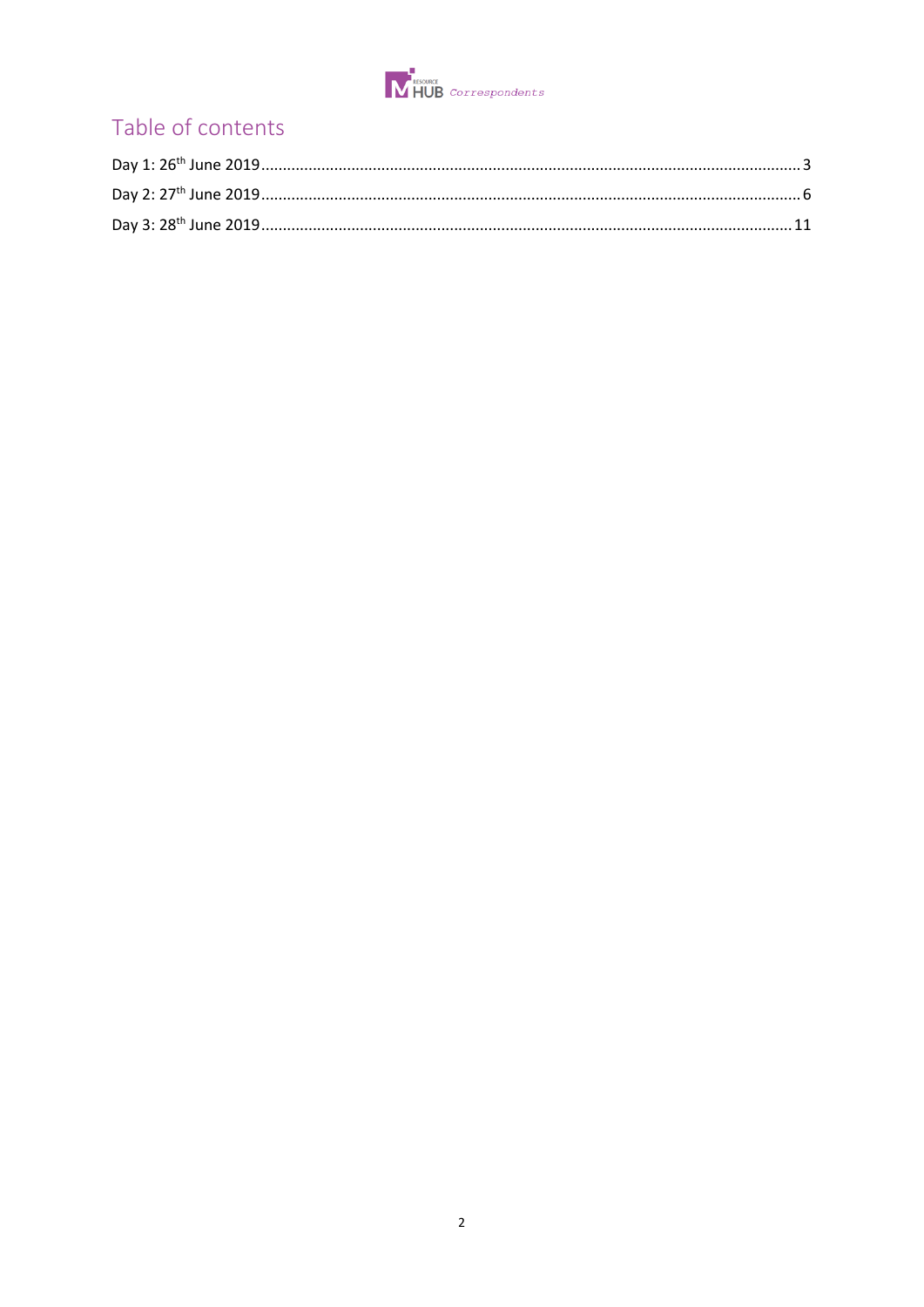# Table of contents

Day 1: 26th June 2019 .......... 3

Day 2: 27th June 2019 .......... 6

Day 3: 28th June 2019 .......... 11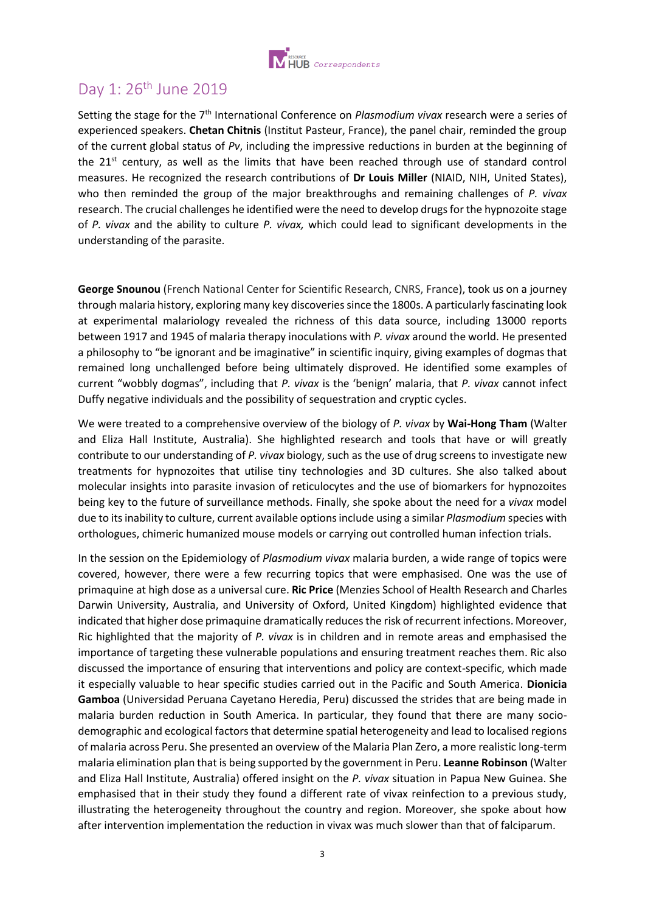## Day 1: 26th June 2019

Setting the stage for the 7th International Conference on *Plasmodium vivax* research were a series of experienced speakers. **Chetan Chitnis** (Institut Pasteur, France), the panel chair, reminded the group of the current global status of *Pv*, including the impressive reductions in burden at the beginning of the 21st century, as well as the limits that have been reached through use of standard control measures. He recognized the research contributions of **Dr Louis Miller** (NIAID, NIH, United States), who then reminded the group of the major breakthroughs and remaining challenges of *P. vivax* research. The crucial challenges he identified were the need to develop drugs for the hypnozoite stage of *P. vivax* and the ability to culture *P. vivax,* which could lead to significant developments in the understanding of the parasite.

**George Snounou** (French National Center for Scientific Research, CNRS, France), took us on a journey through malaria history, exploring many key discoveries since the 1800s. A particularly fascinating look at experimental malariology revealed the richness of this data source, including 13000 reports between 1917 and 1945 of malaria therapy inoculations with *P. vivax* around the world. He presented a philosophy to "be ignorant and be imaginative" in scientific inquiry, giving examples of dogmas that remained long unchallenged before being ultimately disproved. He identified some examples of current "wobbly dogmas", including that *P. vivax* is the 'benign' malaria, that *P. vivax* cannot infect Duffy negative individuals and the possibility of sequestration and cryptic cycles.

We were treated to a comprehensive overview of the biology of *P. vivax* by **Wai-Hong Tham** (Walter and Eliza Hall Institute, Australia). She highlighted research and tools that have or will greatly contribute to our understanding of *P. vivax* biology, such as the use of drug screens to investigate new treatments for hypnozoites that utilise tiny technologies and 3D cultures. She also talked about molecular insights into parasite invasion of reticulocytes and the use of biomarkers for hypnozoites being key to the future of surveillance methods. Finally, she spoke about the need for a *vivax* model due to its inability to culture, current available options include using a similar *Plasmodium* species with orthologues, chimeric humanized mouse models or carrying out controlled human infection trials.

In the session on the Epidemiology of *Plasmodium vivax* malaria burden, a wide range of topics were covered, however, there were a few recurring topics that were emphasised. One was the use of primaquine at high dose as a universal cure. **Ric Price** (Menzies School of Health Research and Charles Darwin University, Australia, and University of Oxford, United Kingdom) highlighted evidence that indicated that higher dose primaquine dramatically reduces the risk of recurrent infections. Moreover, Ric highlighted that the majority of *P. vivax* is in children and in remote areas and emphasised the importance of targeting these vulnerable populations and ensuring treatment reaches them. Ric also discussed the importance of ensuring that interventions and policy are context-specific, which made it especially valuable to hear specific studies carried out in the Pacific and South America. **Dionicia Gamboa** (Universidad Peruana Cayetano Heredia, Peru) discussed the strides that are being made in malaria burden reduction in South America. In particular, they found that there are many socio-demographic and ecological factors that determine spatial heterogeneity and lead to localised regions of malaria across Peru. She presented an overview of the Malaria Plan Zero, a more realistic long-term malaria elimination plan that is being supported by the government in Peru. **Leanne Robinson** (Walter and Eliza Hall Institute, Australia) offered insight on the *P. vivax* situation in Papua New Guinea. She emphasised that in their study they found a different rate of vivax reinfection to a previous study, illustrating the heterogeneity throughout the country and region. Moreover, she spoke about how after intervention implementation the reduction in vivax was much slower than that of falciparum.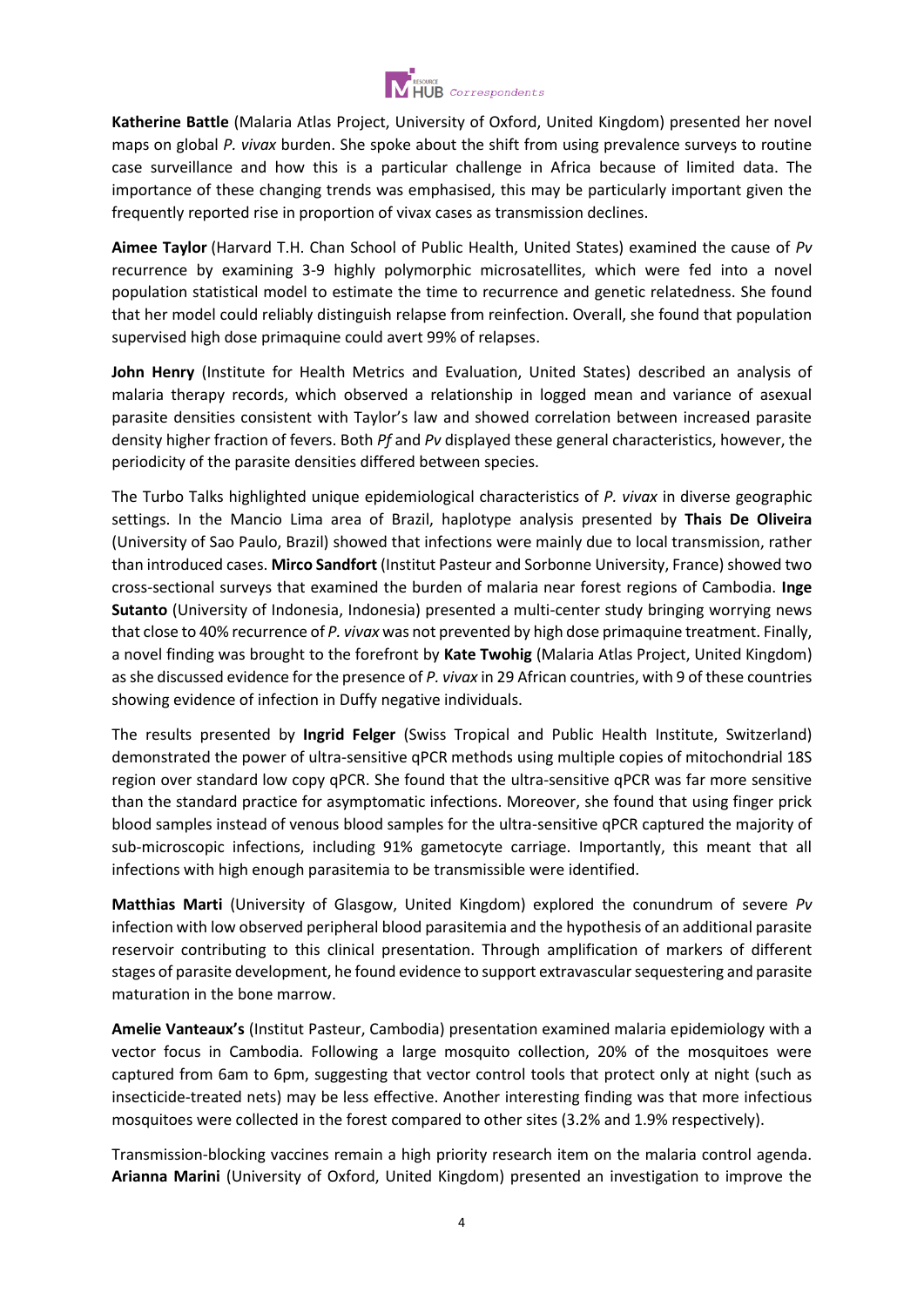**Katherine Battle** (Malaria Atlas Project, University of Oxford, United Kingdom) presented her novel maps on global *P. vivax* burden. She spoke about the shift from using prevalence surveys to routine case surveillance and how this is a particular challenge in Africa because of limited data. The importance of these changing trends was emphasised, this may be particularly important given the frequently reported rise in proportion of vivax cases as transmission declines.

**Aimee Taylor** (Harvard T.H. Chan School of Public Health, United States) examined the cause of *Pv* recurrence by examining 3-9 highly polymorphic microsatellites, which were fed into a novel population statistical model to estimate the time to recurrence and genetic relatedness. She found that her model could reliably distinguish relapse from reinfection. Overall, she found that population supervised high dose primaquine could avert 99% of relapses.

**John Henry** (Institute for Health Metrics and Evaluation, United States) described an analysis of malaria therapy records, which observed a relationship in logged mean and variance of asexual parasite densities consistent with Taylor's law and showed correlation between increased parasite density higher fraction of fevers. Both *Pf* and *Pv* displayed these general characteristics, however, the periodicity of the parasite densities differed between species.

The Turbo Talks highlighted unique epidemiological characteristics of *P. vivax* in diverse geographic settings. In the Mancio Lima area of Brazil, haplotype analysis presented by **Thais De Oliveira** (University of Sao Paulo, Brazil) showed that infections were mainly due to local transmission, rather than introduced cases. **Mirco Sandfort** (Institut Pasteur and Sorbonne University, France) showed two cross-sectional surveys that examined the burden of malaria near forest regions of Cambodia. **Inge Sutanto** (University of Indonesia, Indonesia) presented a multi-center study bringing worrying news that close to 40% recurrence of *P. vivax* was not prevented by high dose primaquine treatment. Finally, a novel finding was brought to the forefront by **Kate Twohig** (Malaria Atlas Project, United Kingdom) as she discussed evidence for the presence of *P. vivax* in 29 African countries, with 9 of these countries showing evidence of infection in Duffy negative individuals.

The results presented by **Ingrid Felger** (Swiss Tropical and Public Health Institute, Switzerland) demonstrated the power of ultra-sensitive qPCR methods using multiple copies of mitochondrial 18S region over standard low copy qPCR. She found that the ultra-sensitive qPCR was far more sensitive than the standard practice for asymptomatic infections. Moreover, she found that using finger prick blood samples instead of venous blood samples for the ultra-sensitive qPCR captured the majority of sub-microscopic infections, including 91% gametocyte carriage. Importantly, this meant that all infections with high enough parasitemia to be transmissible were identified.

**Matthias Marti** (University of Glasgow, United Kingdom) explored the conundrum of severe *Pv* infection with low observed peripheral blood parasitemia and the hypothesis of an additional parasite reservoir contributing to this clinical presentation. Through amplification of markers of different stages of parasite development, he found evidence to support extravascular sequestering and parasite maturation in the bone marrow.

**Amelie Vanteaux's** (Institut Pasteur, Cambodia) presentation examined malaria epidemiology with a vector focus in Cambodia. Following a large mosquito collection, 20% of the mosquitoes were captured from 6am to 6pm, suggesting that vector control tools that protect only at night (such as insecticide-treated nets) may be less effective. Another interesting finding was that more infectious mosquitoes were collected in the forest compared to other sites (3.2% and 1.9% respectively).

Transmission-blocking vaccines remain a high priority research item on the malaria control agenda. **Arianna Marini** (University of Oxford, United Kingdom) presented an investigation to improve the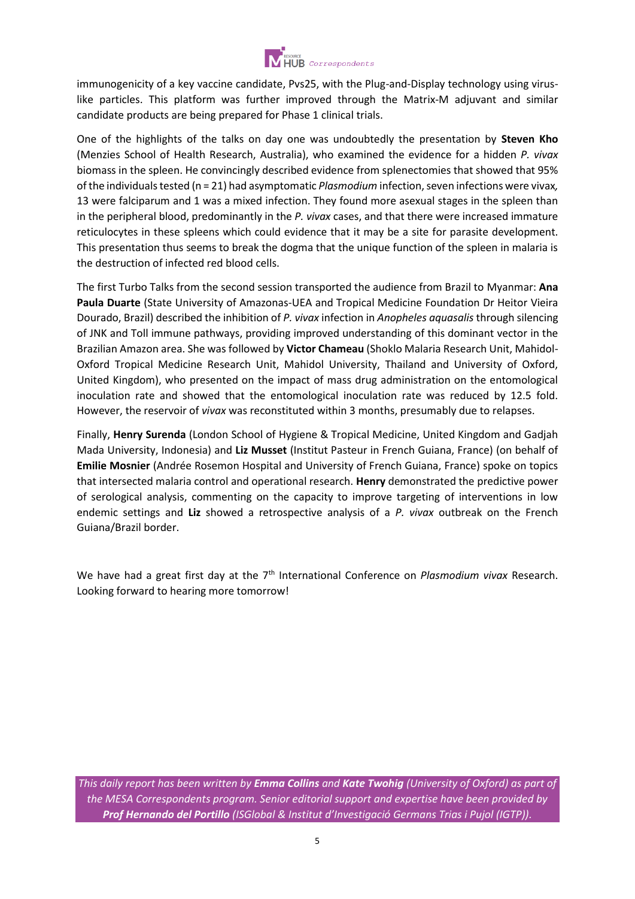immunogenicity of a key vaccine candidate, Pvs25, with the Plug-and-Display technology using virus-like particles. This platform was further improved through the Matrix-M adjuvant and similar candidate products are being prepared for Phase 1 clinical trials.

One of the highlights of the talks on day one was undoubtedly the presentation by **Steven Kho** (Menzies School of Health Research, Australia), who examined the evidence for a hidden *P. vivax* biomass in the spleen. He convincingly described evidence from splenectomies that showed that 95% of the individuals tested (n = 21) had asymptomatic *Plasmodium* infection, seven infections were vivax*,* 13 were falciparum and 1 was a mixed infection. They found more asexual stages in the spleen than in the peripheral blood, predominantly in the *P. vivax* cases, and that there were increased immature reticulocytes in these spleens which could evidence that it may be a site for parasite development. This presentation thus seems to break the dogma that the unique function of the spleen in malaria is the destruction of infected red blood cells.

The first Turbo Talks from the second session transported the audience from Brazil to Myanmar: **Ana Paula Duarte** (State University of Amazonas-UEA and Tropical Medicine Foundation Dr Heitor Vieira Dourado, Brazil) described the inhibition of *P. vivax* infection in *Anopheles aquasalis* through silencing of JNK and Toll immune pathways, providing improved understanding of this dominant vector in the Brazilian Amazon area. She was followed by **Victor Chameau** (Shoklo Malaria Research Unit, Mahidol-Oxford Tropical Medicine Research Unit, Mahidol University, Thailand and University of Oxford, United Kingdom), who presented on the impact of mass drug administration on the entomological inoculation rate and showed that the entomological inoculation rate was reduced by 12.5 fold. However, the reservoir of *vivax* was reconstituted within 3 months, presumably due to relapses.

Finally, **Henry Surenda** (London School of Hygiene & Tropical Medicine, United Kingdom and Gadjah Mada University, Indonesia) and **Liz Musset** (Institut Pasteur in French Guiana, France) (on behalf of **Emilie Mosnier** (Andrée Rosemon Hospital and University of French Guiana, France) spoke on topics that intersected malaria control and operational research. **Henry** demonstrated the predictive power of serological analysis, commenting on the capacity to improve targeting of interventions in low endemic settings and **Liz** showed a retrospective analysis of a *P. vivax* outbreak on the French Guiana/Brazil border.

We have had a great first day at the 7th International Conference on *Plasmodium vivax* Research. Looking forward to hearing more tomorrow!

*This daily report has been written by **Emma Collins** and **Kate Twohig** (University of Oxford) as part of the MESA Correspondents program. Senior editorial support and expertise have been provided by **Prof Hernando del Portillo** (ISGlobal & Institut d'Investigació Germans Trias i Pujol (IGTP)).*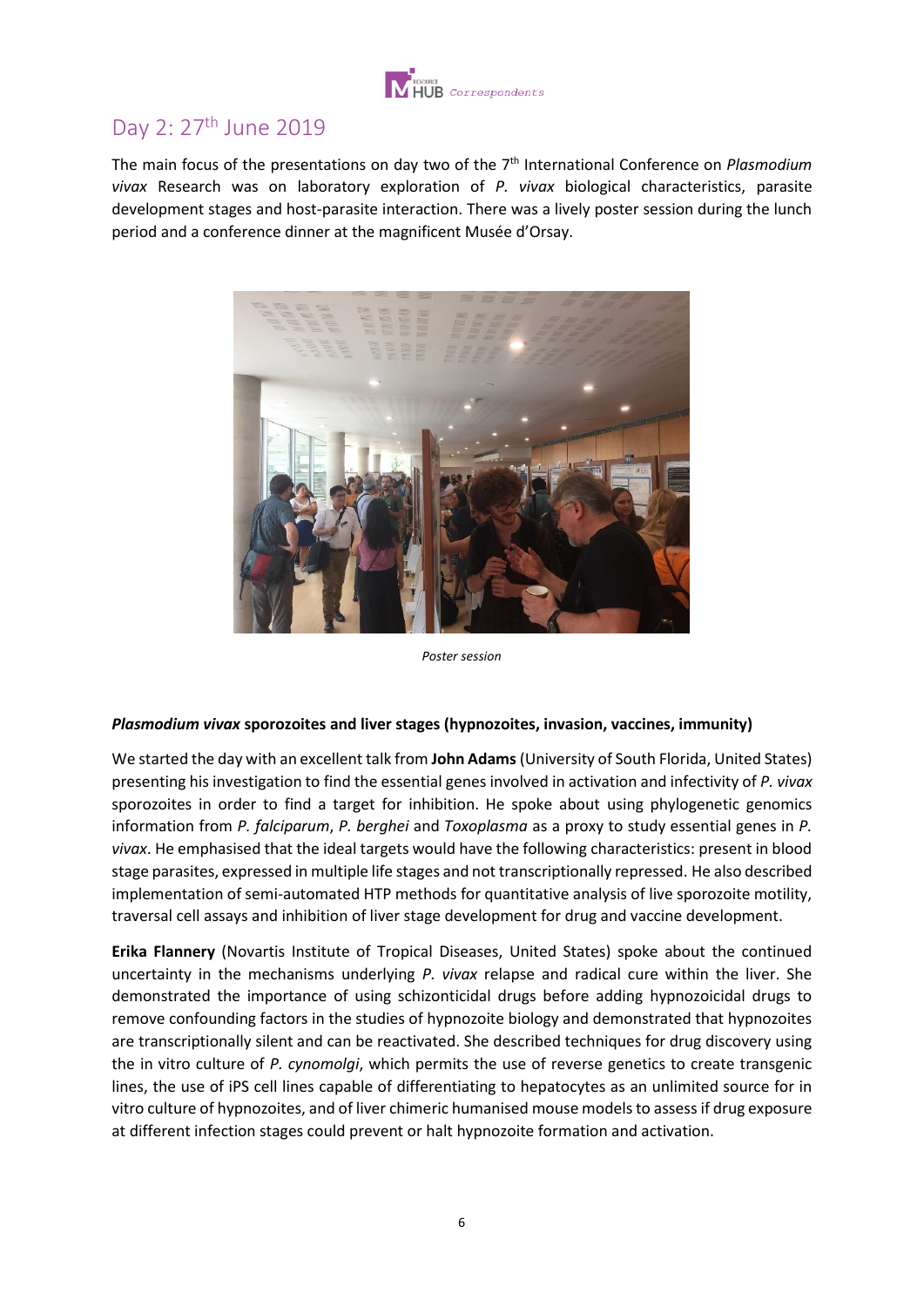## Day 2: 27th June 2019

The main focus of the presentations on day two of the 7th International Conference on *Plasmodium vivax* Research was on laboratory exploration of *P. vivax* biological characteristics, parasite development stages and host-parasite interaction. There was a lively poster session during the lunch period and a conference dinner at the magnificent Musée d'Orsay.

*Poster session*

### ***Plasmodium vivax* sporozoites and liver stages (hypnozoites, invasion, vaccines, immunity)**

We started the day with an excellent talk from **John Adams** (University of South Florida, United States) presenting his investigation to find the essential genes involved in activation and infectivity of *P. vivax* sporozoites in order to find a target for inhibition. He spoke about using phylogenetic genomics information from *P. falciparum*, *P. berghei* and *Toxoplasma* as a proxy to study essential genes in *P. vivax*. He emphasised that the ideal targets would have the following characteristics: present in blood stage parasites, expressed in multiple life stages and not transcriptionally repressed. He also described implementation of semi-automated HTP methods for quantitative analysis of live sporozoite motility, traversal cell assays and inhibition of liver stage development for drug and vaccine development.

**Erika Flannery** (Novartis Institute of Tropical Diseases, United States) spoke about the continued uncertainty in the mechanisms underlying *P. vivax* relapse and radical cure within the liver. She demonstrated the importance of using schizonticidal drugs before adding hypnozoicidal drugs to remove confounding factors in the studies of hypnozoite biology and demonstrated that hypnozoites are transcriptionally silent and can be reactivated. She described techniques for drug discovery using the in vitro culture of *P. cynomolgi*, which permits the use of reverse genetics to create transgenic lines, the use of iPS cell lines capable of differentiating to hepatocytes as an unlimited source for in vitro culture of hypnozoites, and of liver chimeric humanised mouse models to assess if drug exposure at different infection stages could prevent or halt hypnozoite formation and activation.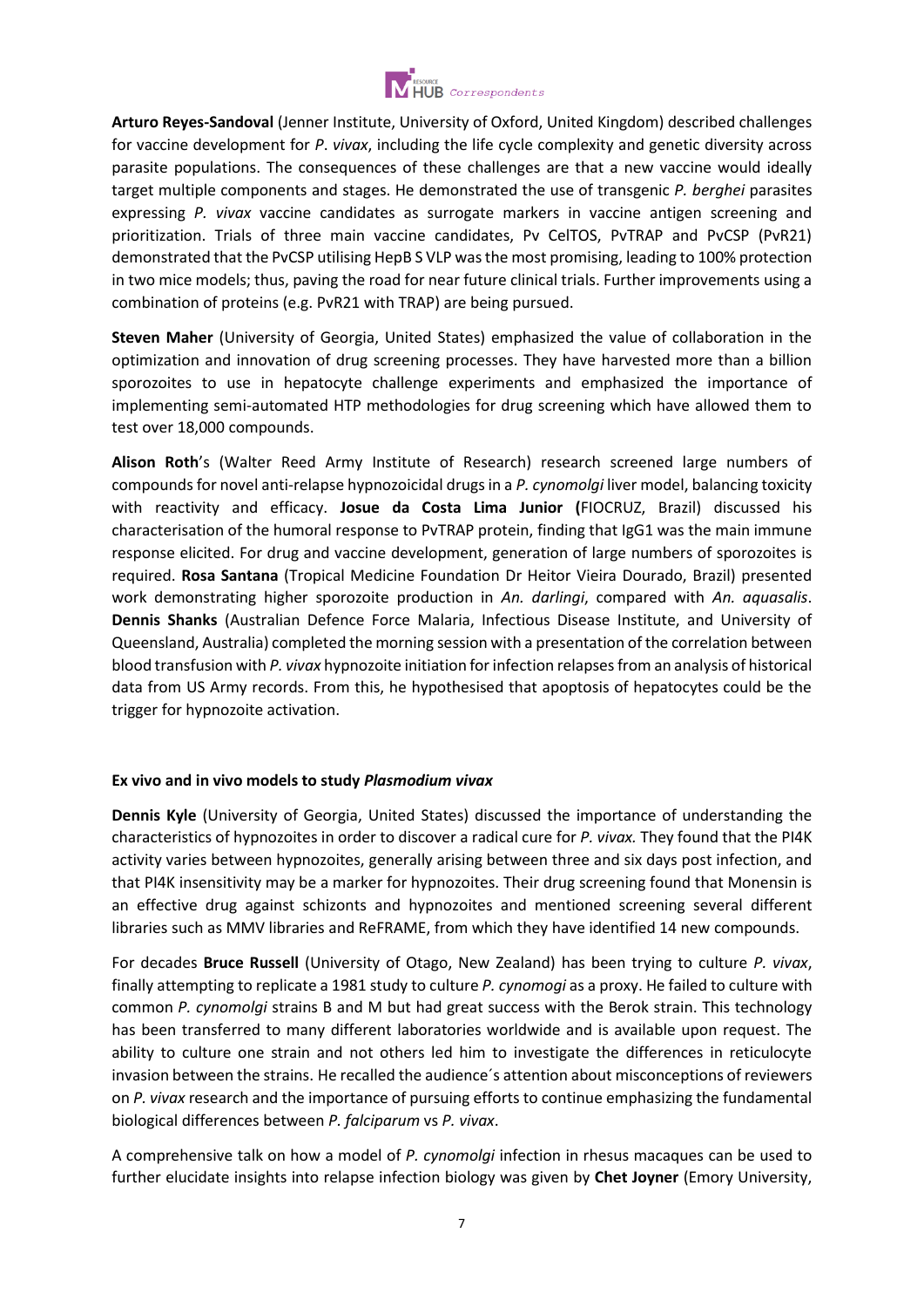**Arturo Reyes-Sandoval** (Jenner Institute, University of Oxford, United Kingdom) described challenges for vaccine development for *P. vivax*, including the life cycle complexity and genetic diversity across parasite populations. The consequences of these challenges are that a new vaccine would ideally target multiple components and stages. He demonstrated the use of transgenic *P. berghei* parasites expressing *P. vivax* vaccine candidates as surrogate markers in vaccine antigen screening and prioritization. Trials of three main vaccine candidates, Pv CelTOS, PvTRAP and PvCSP (PvR21) demonstrated that the PvCSP utilising HepB S VLP was the most promising, leading to 100% protection in two mice models; thus, paving the road for near future clinical trials. Further improvements using a combination of proteins (e.g. PvR21 with TRAP) are being pursued.

**Steven Maher** (University of Georgia, United States) emphasized the value of collaboration in the optimization and innovation of drug screening processes. They have harvested more than a billion sporozoites to use in hepatocyte challenge experiments and emphasized the importance of implementing semi-automated HTP methodologies for drug screening which have allowed them to test over 18,000 compounds.

**Alison Roth**'s (Walter Reed Army Institute of Research) research screened large numbers of compounds for novel anti-relapse hypnozoicidal drugs in a *P. cynomolgi* liver model, balancing toxicity with reactivity and efficacy. **Josue da Costa Lima Junior (**FIOCRUZ, Brazil) discussed his characterisation of the humoral response to PvTRAP protein, finding that IgG1 was the main immune response elicited. For drug and vaccine development, generation of large numbers of sporozoites is required. **Rosa Santana** (Tropical Medicine Foundation Dr Heitor Vieira Dourado, Brazil) presented work demonstrating higher sporozoite production in *An. darlingi*, compared with *An. aquasalis*. **Dennis Shanks** (Australian Defence Force Malaria, Infectious Disease Institute, and University of Queensland, Australia) completed the morning session with a presentation of the correlation between blood transfusion with *P. vivax* hypnozoite initiation for infection relapses from an analysis of historical data from US Army records. From this, he hypothesised that apoptosis of hepatocytes could be the trigger for hypnozoite activation.

**Ex vivo and in vivo models to study *Plasmodium vivax***

**Dennis Kyle** (University of Georgia, United States) discussed the importance of understanding the characteristics of hypnozoites in order to discover a radical cure for *P. vivax.* They found that the PI4K activity varies between hypnozoites, generally arising between three and six days post infection, and that PI4K insensitivity may be a marker for hypnozoites. Their drug screening found that Monensin is an effective drug against schizonts and hypnozoites and mentioned screening several different libraries such as MMV libraries and ReFRAME, from which they have identified 14 new compounds.

For decades **Bruce Russell** (University of Otago, New Zealand) has been trying to culture *P. vivax*, finally attempting to replicate a 1981 study to culture *P. cynomogi* as a proxy. He failed to culture with common *P. cynomolgi* strains B and M but had great success with the Berok strain. This technology has been transferred to many different laboratories worldwide and is available upon request. The ability to culture one strain and not others led him to investigate the differences in reticulocyte invasion between the strains. He recalled the audience´s attention about misconceptions of reviewers on *P. vivax* research and the importance of pursuing efforts to continue emphasizing the fundamental biological differences between *P. falciparum* vs *P. vivax*.

A comprehensive talk on how a model of *P. cynomolgi* infection in rhesus macaques can be used to further elucidate insights into relapse infection biology was given by **Chet Joyner** (Emory University,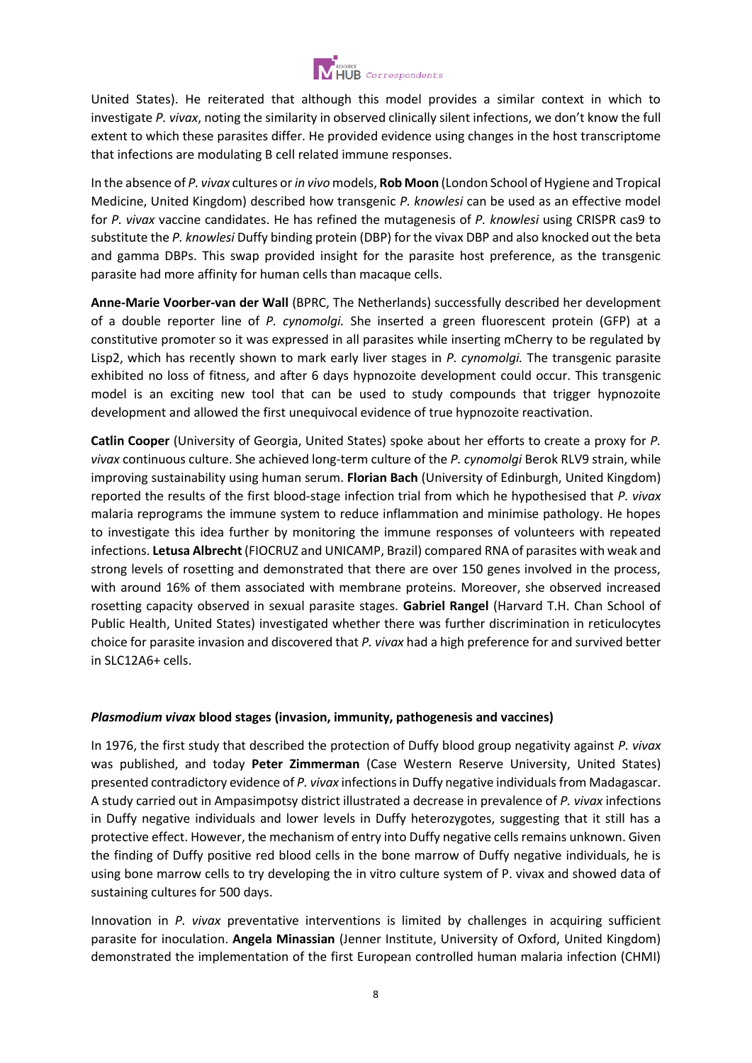United States). He reiterated that although this model provides a similar context in which to investigate *P. vivax*, noting the similarity in observed clinically silent infections, we don't know the full extent to which these parasites differ. He provided evidence using changes in the host transcriptome that infections are modulating B cell related immune responses.

In the absence of *P. vivax* cultures or *in vivo* models, **Rob Moon** (London School of Hygiene and Tropical Medicine, United Kingdom) described how transgenic *P. knowlesi* can be used as an effective model for *P. vivax* vaccine candidates. He has refined the mutagenesis of *P. knowlesi* using CRISPR cas9 to substitute the *P. knowlesi* Duffy binding protein (DBP) for the vivax DBP and also knocked out the beta and gamma DBPs. This swap provided insight for the parasite host preference, as the transgenic parasite had more affinity for human cells than macaque cells.

**Anne-Marie Voorber-van der Wall** (BPRC, The Netherlands) successfully described her development of a double reporter line of *P. cynomolgi.* She inserted a green fluorescent protein (GFP) at a constitutive promoter so it was expressed in all parasites while inserting mCherry to be regulated by Lisp2, which has recently shown to mark early liver stages in *P. cynomolgi.* The transgenic parasite exhibited no loss of fitness, and after 6 days hypnozoite development could occur. This transgenic model is an exciting new tool that can be used to study compounds that trigger hypnozoite development and allowed the first unequivocal evidence of true hypnozoite reactivation.

**Catlin Cooper** (University of Georgia, United States) spoke about her efforts to create a proxy for *P. vivax* continuous culture. She achieved long-term culture of the *P. cynomolgi* Berok RLV9 strain, while improving sustainability using human serum. **Florian Bach** (University of Edinburgh, United Kingdom) reported the results of the first blood-stage infection trial from which he hypothesised that *P. vivax* malaria reprograms the immune system to reduce inflammation and minimise pathology. He hopes to investigate this idea further by monitoring the immune responses of volunteers with repeated infections. **Letusa Albrecht** (FIOCRUZ and UNICAMP, Brazil) compared RNA of parasites with weak and strong levels of rosetting and demonstrated that there are over 150 genes involved in the process, with around 16% of them associated with membrane proteins. Moreover, she observed increased rosetting capacity observed in sexual parasite stages. **Gabriel Rangel** (Harvard T.H. Chan School of Public Health, United States) investigated whether there was further discrimination in reticulocytes choice for parasite invasion and discovered that *P. vivax* had a high preference for and survived better in SLC12A6+ cells.

### *Plasmodium vivax* blood stages (invasion, immunity, pathogenesis and vaccines)

In 1976, the first study that described the protection of Duffy blood group negativity against *P. vivax* was published, and today **Peter Zimmerman** (Case Western Reserve University, United States) presented contradictory evidence of *P. vivax* infections in Duffy negative individuals from Madagascar. A study carried out in Ampasimpotsy district illustrated a decrease in prevalence of *P. vivax* infections in Duffy negative individuals and lower levels in Duffy heterozygotes, suggesting that it still has a protective effect. However, the mechanism of entry into Duffy negative cells remains unknown. Given the finding of Duffy positive red blood cells in the bone marrow of Duffy negative individuals, he is using bone marrow cells to try developing the in vitro culture system of P. vivax and showed data of sustaining cultures for 500 days.

Innovation in *P. vivax* preventative interventions is limited by challenges in acquiring sufficient parasite for inoculation. **Angela Minassian** (Jenner Institute, University of Oxford, United Kingdom) demonstrated the implementation of the first European controlled human malaria infection (CHMI)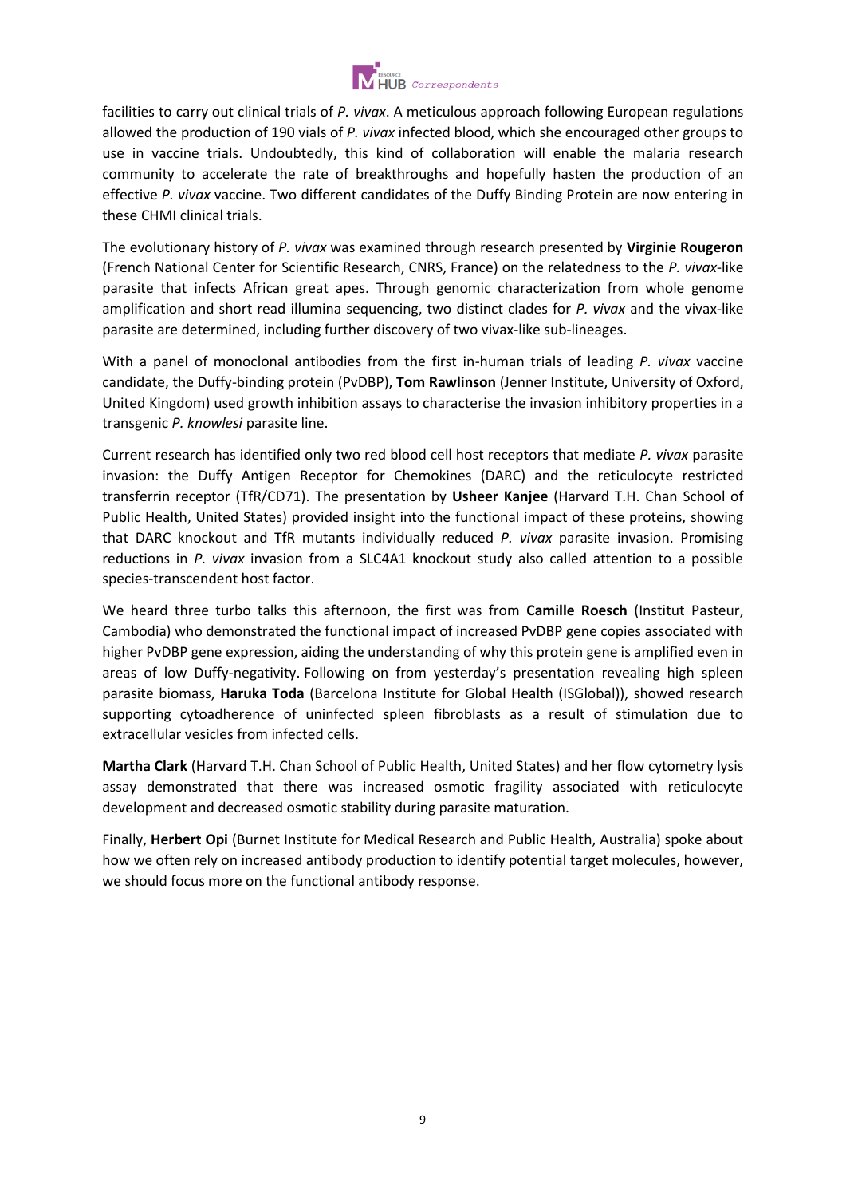facilities to carry out clinical trials of *P. vivax*. A meticulous approach following European regulations allowed the production of 190 vials of *P. vivax* infected blood, which she encouraged other groups to use in vaccine trials. Undoubtedly, this kind of collaboration will enable the malaria research community to accelerate the rate of breakthroughs and hopefully hasten the production of an effective *P. vivax* vaccine. Two different candidates of the Duffy Binding Protein are now entering in these CHMI clinical trials.

The evolutionary history of *P. vivax* was examined through research presented by **Virginie Rougeron** (French National Center for Scientific Research, CNRS, France) on the relatedness to the *P. vivax*-like parasite that infects African great apes. Through genomic characterization from whole genome amplification and short read illumina sequencing, two distinct clades for *P. vivax* and the vivax-like parasite are determined, including further discovery of two vivax-like sub-lineages.

With a panel of monoclonal antibodies from the first in-human trials of leading *P. vivax* vaccine candidate, the Duffy-binding protein (PvDBP), **Tom Rawlinson** (Jenner Institute, University of Oxford, United Kingdom) used growth inhibition assays to characterise the invasion inhibitory properties in a transgenic *P. knowlesi* parasite line.

Current research has identified only two red blood cell host receptors that mediate *P. vivax* parasite invasion: the Duffy Antigen Receptor for Chemokines (DARC) and the reticulocyte restricted transferrin receptor (TfR/CD71). The presentation by **Usheer Kanjee** (Harvard T.H. Chan School of Public Health, United States) provided insight into the functional impact of these proteins, showing that DARC knockout and TfR mutants individually reduced *P. vivax* parasite invasion. Promising reductions in *P. vivax* invasion from a SLC4A1 knockout study also called attention to a possible species-transcendent host factor.

We heard three turbo talks this afternoon, the first was from **Camille Roesch** (Institut Pasteur, Cambodia) who demonstrated the functional impact of increased PvDBP gene copies associated with higher PvDBP gene expression, aiding the understanding of why this protein gene is amplified even in areas of low Duffy-negativity. Following on from yesterday's presentation revealing high spleen parasite biomass, **Haruka Toda** (Barcelona Institute for Global Health (ISGlobal)), showed research supporting cytoadherence of uninfected spleen fibroblasts as a result of stimulation due to extracellular vesicles from infected cells.

**Martha Clark** (Harvard T.H. Chan School of Public Health, United States) and her flow cytometry lysis assay demonstrated that there was increased osmotic fragility associated with reticulocyte development and decreased osmotic stability during parasite maturation.

Finally, **Herbert Opi** (Burnet Institute for Medical Research and Public Health, Australia) spoke about how we often rely on increased antibody production to identify potential target molecules, however, we should focus more on the functional antibody response.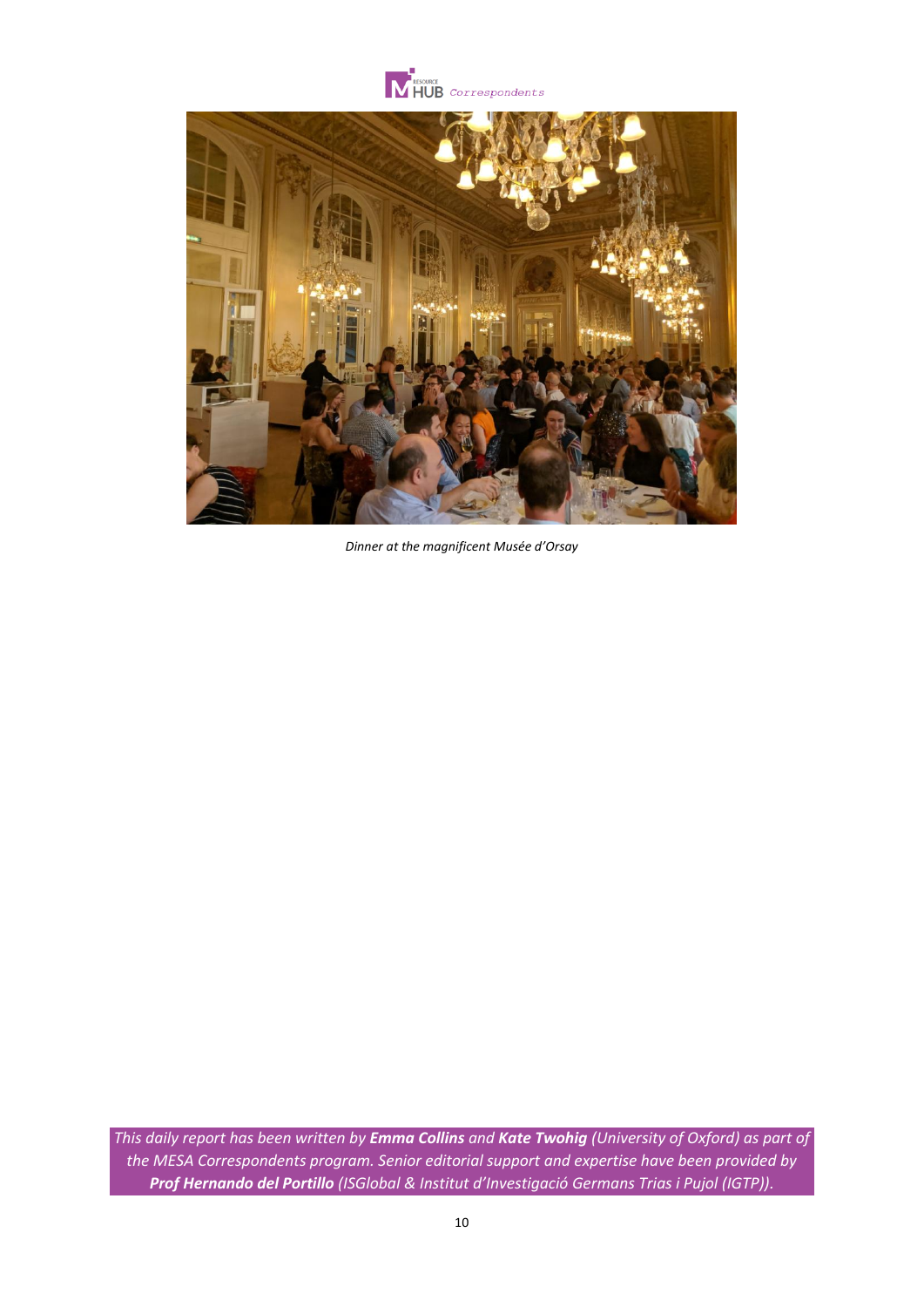*Dinner at the magnificent Musée d'Orsay*

*This daily report has been written by **Emma Collins** and **Kate Twohig** (University of Oxford) as part of the MESA Correspondents program. Senior editorial support and expertise have been provided by **Prof Hernando del Portillo** (ISGlobal & Institut d'Investigació Germans Trias i Pujol (IGTP)).*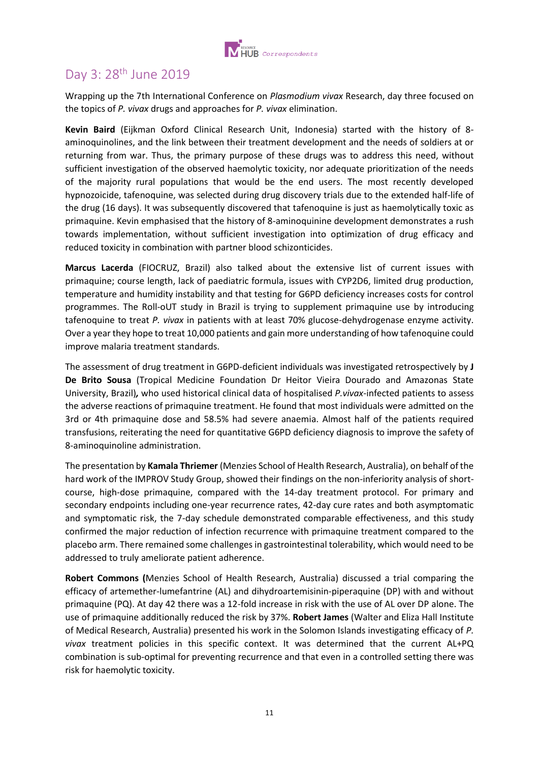## Day 3: 28th June 2019

Wrapping up the 7th International Conference on *Plasmodium vivax* Research, day three focused on the topics of *P. vivax* drugs and approaches for *P. vivax* elimination.

**Kevin Baird** (Eijkman Oxford Clinical Research Unit, Indonesia) started with the history of 8-aminoquinolines, and the link between their treatment development and the needs of soldiers at or returning from war. Thus, the primary purpose of these drugs was to address this need, without sufficient investigation of the observed haemolytic toxicity, nor adequate prioritization of the needs of the majority rural populations that would be the end users. The most recently developed hypnozoicide, tafenoquine, was selected during drug discovery trials due to the extended half-life of the drug (16 days). It was subsequently discovered that tafenoquine is just as haemolytically toxic as primaquine. Kevin emphasised that the history of 8-aminoquinine development demonstrates a rush towards implementation, without sufficient investigation into optimization of drug efficacy and reduced toxicity in combination with partner blood schizonticides.

**Marcus Lacerda** (FIOCRUZ, Brazil) also talked about the extensive list of current issues with primaquine; course length, lack of paediatric formula, issues with CYP2D6, limited drug production, temperature and humidity instability and that testing for G6PD deficiency increases costs for control programmes. The Roll-oUT study in Brazil is trying to supplement primaquine use by introducing tafenoquine to treat *P. vivax* in patients with at least 70% glucose-dehydrogenase enzyme activity. Over a year they hope to treat 10,000 patients and gain more understanding of how tafenoquine could improve malaria treatment standards.

The assessment of drug treatment in G6PD-deficient individuals was investigated retrospectively by **J De Brito Sousa** (Tropical Medicine Foundation Dr Heitor Vieira Dourado and Amazonas State University, Brazil)*,* who used historical clinical data of hospitalised *P.vivax*-infected patients to assess the adverse reactions of primaquine treatment. He found that most individuals were admitted on the 3rd or 4th primaquine dose and 58.5% had severe anaemia. Almost half of the patients required transfusions, reiterating the need for quantitative G6PD deficiency diagnosis to improve the safety of 8-aminoquinoline administration.

The presentation by **Kamala Thriemer** (Menzies School of Health Research, Australia), on behalf of the hard work of the IMPROV Study Group, showed their findings on the non-inferiority analysis of short-course, high-dose primaquine, compared with the 14-day treatment protocol. For primary and secondary endpoints including one-year recurrence rates, 42-day cure rates and both asymptomatic and symptomatic risk, the 7-day schedule demonstrated comparable effectiveness, and this study confirmed the major reduction of infection recurrence with primaquine treatment compared to the placebo arm. There remained some challenges in gastrointestinal tolerability, which would need to be addressed to truly ameliorate patient adherence.

**Robert Commons (**Menzies School of Health Research, Australia) discussed a trial comparing the efficacy of artemether-lumefantrine (AL) and dihydroartemisinin-piperaquine (DP) with and without primaquine (PQ). At day 42 there was a 12-fold increase in risk with the use of AL over DP alone. The use of primaquine additionally reduced the risk by 37%. **Robert James** (Walter and Eliza Hall Institute of Medical Research, Australia) presented his work in the Solomon Islands investigating efficacy of *P. vivax* treatment policies in this specific context. It was determined that the current AL+PQ combination is sub-optimal for preventing recurrence and that even in a controlled setting there was risk for haemolytic toxicity.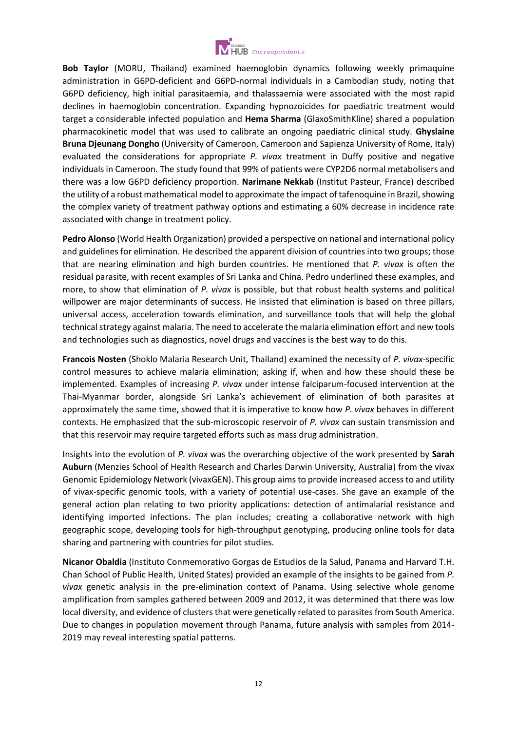**Bob Taylor** (MORU, Thailand) examined haemoglobin dynamics following weekly primaquine administration in G6PD-deficient and G6PD-normal individuals in a Cambodian study, noting that G6PD deficiency, high initial parasitaemia, and thalassaemia were associated with the most rapid declines in haemoglobin concentration. Expanding hypnozoicides for paediatric treatment would target a considerable infected population and **Hema Sharma** (GlaxoSmithKline) shared a population pharmacokinetic model that was used to calibrate an ongoing paediatric clinical study. **Ghyslaine Bruna Djeunang Dongho** (University of Cameroon, Cameroon and Sapienza University of Rome, Italy) evaluated the considerations for appropriate *P. vivax* treatment in Duffy positive and negative individuals in Cameroon. The study found that 99% of patients were CYP2D6 normal metabolisers and there was a low G6PD deficiency proportion. **Narimane Nekkab** (Institut Pasteur, France) described the utility of a robust mathematical model to approximate the impact of tafenoquine in Brazil, showing the complex variety of treatment pathway options and estimating a 60% decrease in incidence rate associated with change in treatment policy.

**Pedro Alonso** (World Health Organization) provided a perspective on national and international policy and guidelines for elimination. He described the apparent division of countries into two groups; those that are nearing elimination and high burden countries. He mentioned that *P. vivax* is often the residual parasite, with recent examples of Sri Lanka and China. Pedro underlined these examples, and more, to show that elimination of *P. vivax* is possible, but that robust health systems and political willpower are major determinants of success. He insisted that elimination is based on three pillars, universal access, acceleration towards elimination, and surveillance tools that will help the global technical strategy against malaria. The need to accelerate the malaria elimination effort and new tools and technologies such as diagnostics, novel drugs and vaccines is the best way to do this.

**Francois Nosten** (Shoklo Malaria Research Unit, Thailand) examined the necessity of *P. vivax*-specific control measures to achieve malaria elimination; asking if, when and how these should these be implemented. Examples of increasing *P. vivax* under intense falciparum-focused intervention at the Thai-Myanmar border, alongside Sri Lanka's achievement of elimination of both parasites at approximately the same time, showed that it is imperative to know how *P. vivax* behaves in different contexts. He emphasized that the sub-microscopic reservoir of *P. vivax* can sustain transmission and that this reservoir may require targeted efforts such as mass drug administration.

Insights into the evolution of *P. vivax* was the overarching objective of the work presented by **Sarah Auburn** (Menzies School of Health Research and Charles Darwin University, Australia) from the vivax Genomic Epidemiology Network (vivaxGEN). This group aims to provide increased access to and utility of vivax-specific genomic tools, with a variety of potential use-cases. She gave an example of the general action plan relating to two priority applications: detection of antimalarial resistance and identifying imported infections. The plan includes; creating a collaborative network with high geographic scope, developing tools for high-throughput genotyping, producing online tools for data sharing and partnering with countries for pilot studies.

**Nicanor Obaldia** (Instituto Conmemorativo Gorgas de Estudios de la Salud, Panama and Harvard T.H. Chan School of Public Health, United States) provided an example of the insights to be gained from *P. vivax* genetic analysis in the pre-elimination context of Panama. Using selective whole genome amplification from samples gathered between 2009 and 2012, it was determined that there was low local diversity, and evidence of clusters that were genetically related to parasites from South America. Due to changes in population movement through Panama, future analysis with samples from 2014-2019 may reveal interesting spatial patterns.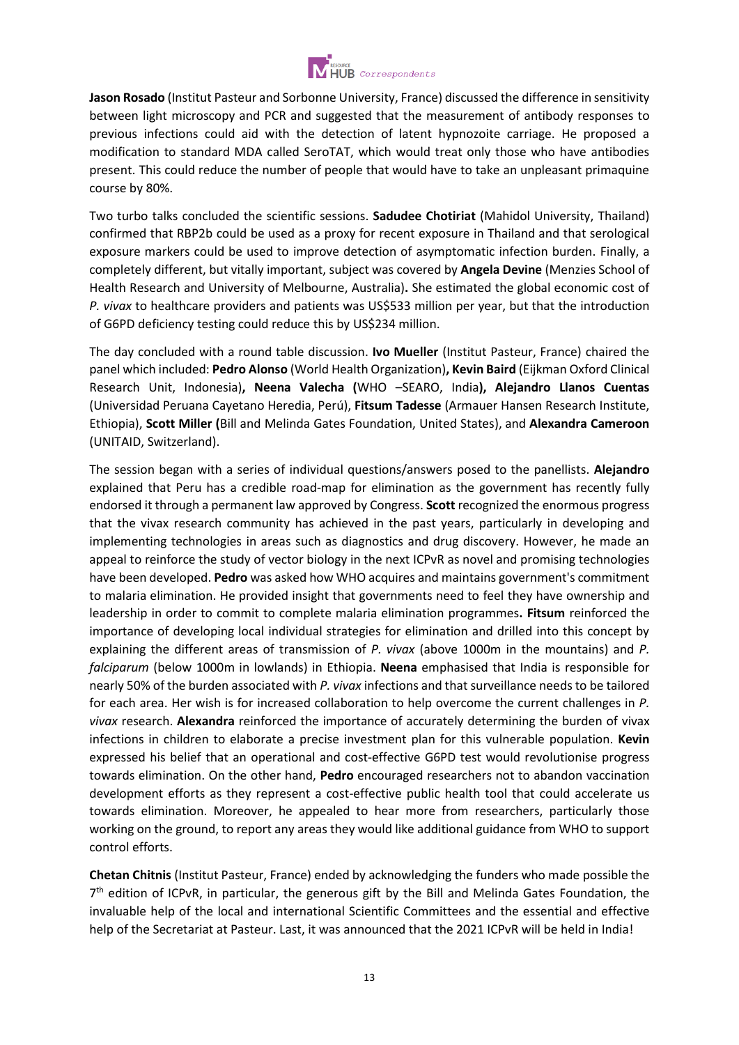**Jason Rosado** (Institut Pasteur and Sorbonne University, France) discussed the difference in sensitivity between light microscopy and PCR and suggested that the measurement of antibody responses to previous infections could aid with the detection of latent hypnozoite carriage. He proposed a modification to standard MDA called SeroTAT, which would treat only those who have antibodies present. This could reduce the number of people that would have to take an unpleasant primaquine course by 80%.

Two turbo talks concluded the scientific sessions. **Sadudee Chotiriat** (Mahidol University, Thailand) confirmed that RBP2b could be used as a proxy for recent exposure in Thailand and that serological exposure markers could be used to improve detection of asymptomatic infection burden. Finally, a completely different, but vitally important, subject was covered by **Angela Devine** (Menzies School of Health Research and University of Melbourne, Australia)**.** She estimated the global economic cost of *P. vivax* to healthcare providers and patients was US$533 million per year, but that the introduction of G6PD deficiency testing could reduce this by US$234 million.

The day concluded with a round table discussion. **Ivo Mueller** (Institut Pasteur, France) chaired the panel which included: **Pedro Alonso** (World Health Organization)**, Kevin Baird** (Eijkman Oxford Clinical Research Unit, Indonesia)**, Neena Valecha (**WHO –SEARO, India**), Alejandro Llanos Cuentas** (Universidad Peruana Cayetano Heredia, Perú), **Fitsum Tadesse** (Armauer Hansen Research Institute, Ethiopia), **Scott Miller (**Bill and Melinda Gates Foundation, United States), and **Alexandra Cameroon** (UNITAID, Switzerland).

The session began with a series of individual questions/answers posed to the panellists. **Alejandro** explained that Peru has a credible road-map for elimination as the government has recently fully endorsed it through a permanent law approved by Congress. **Scott** recognized the enormous progress that the vivax research community has achieved in the past years, particularly in developing and implementing technologies in areas such as diagnostics and drug discovery. However, he made an appeal to reinforce the study of vector biology in the next ICPvR as novel and promising technologies have been developed. **Pedro** was asked how WHO acquires and maintains government's commitment to malaria elimination. He provided insight that governments need to feel they have ownership and leadership in order to commit to complete malaria elimination programmes**. Fitsum** reinforced the importance of developing local individual strategies for elimination and drilled into this concept by explaining the different areas of transmission of *P. vivax* (above 1000m in the mountains) and *P. falciparum* (below 1000m in lowlands) in Ethiopia. **Neena** emphasised that India is responsible for nearly 50% of the burden associated with *P. vivax* infections and that surveillance needs to be tailored for each area. Her wish is for increased collaboration to help overcome the current challenges in *P. vivax* research. **Alexandra** reinforced the importance of accurately determining the burden of vivax infections in children to elaborate a precise investment plan for this vulnerable population. **Kevin** expressed his belief that an operational and cost-effective G6PD test would revolutionise progress towards elimination. On the other hand, **Pedro** encouraged researchers not to abandon vaccination development efforts as they represent a cost-effective public health tool that could accelerate us towards elimination. Moreover, he appealed to hear more from researchers, particularly those working on the ground, to report any areas they would like additional guidance from WHO to support control efforts.

**Chetan Chitnis** (Institut Pasteur, France) ended by acknowledging the funders who made possible the 7th edition of ICPvR, in particular, the generous gift by the Bill and Melinda Gates Foundation, the invaluable help of the local and international Scientific Committees and the essential and effective help of the Secretariat at Pasteur. Last, it was announced that the 2021 ICPvR will be held in India!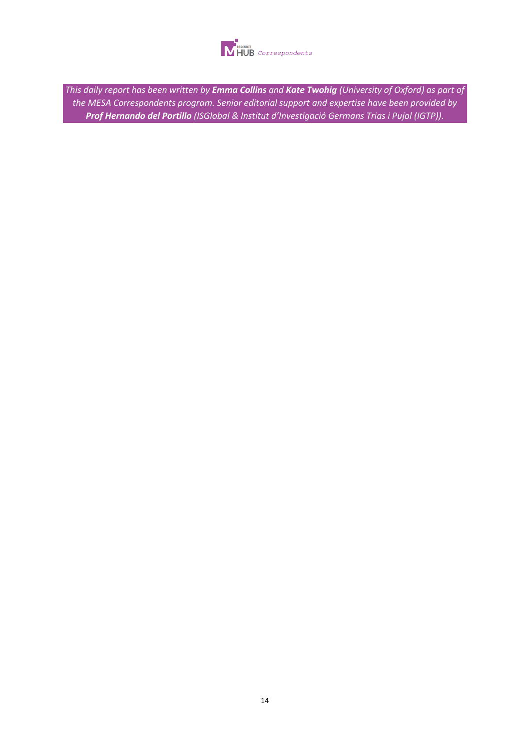*This daily report has been written by **Emma Collins** and **Kate Twohig** (University of Oxford) as part of the MESA Correspondents program. Senior editorial support and expertise have been provided by **Prof Hernando del Portillo** (ISGlobal & Institut d'Investigació Germans Trias i Pujol (IGTP)).*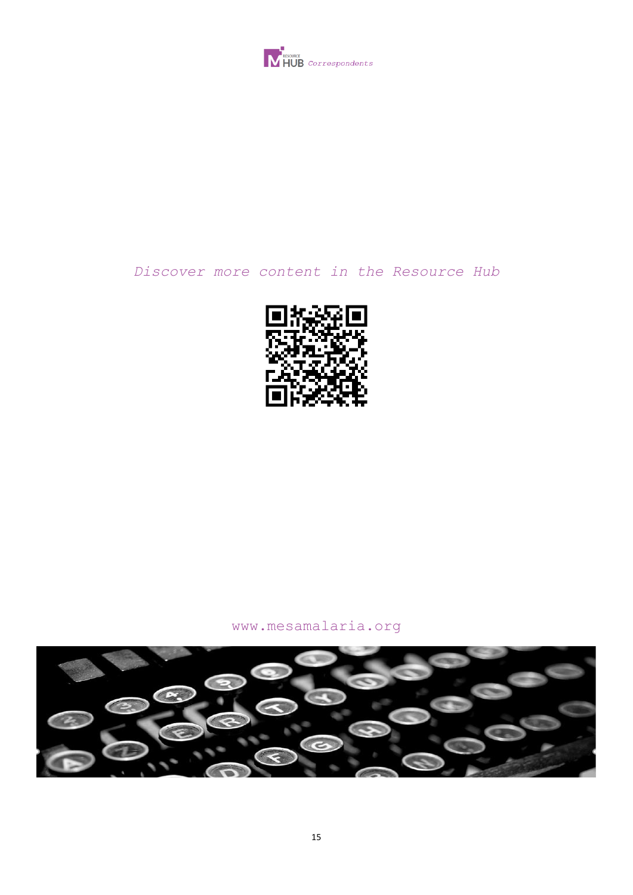*Discover more content in the Resource Hub*

www.mesamalaria.org